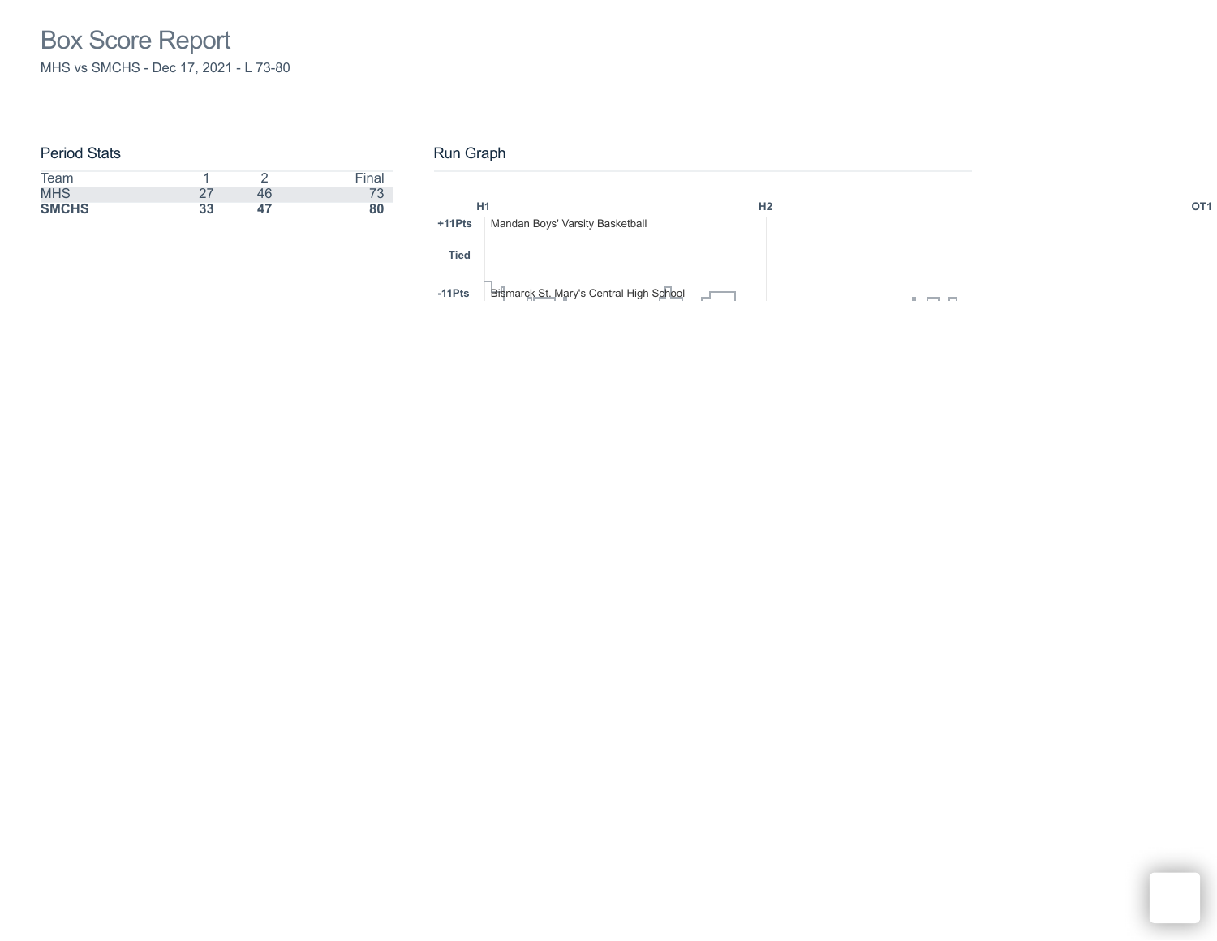# Box Score Report

MHS vs SMCHS - Dec 17, 2021 - L 73-80

## Period Stats

| Team | 1 | 2 | Final |
|---|---|---|---|
| MHS | 27 | 46 | 73 |
| **SMCHS** | **33** | **47** | **80** |

## Run Graph

H1 H2 OT1

+11Pts Mandan Boys' Varsity Basketball

Tied

-11Pts Bismarck St. Mary's Central High School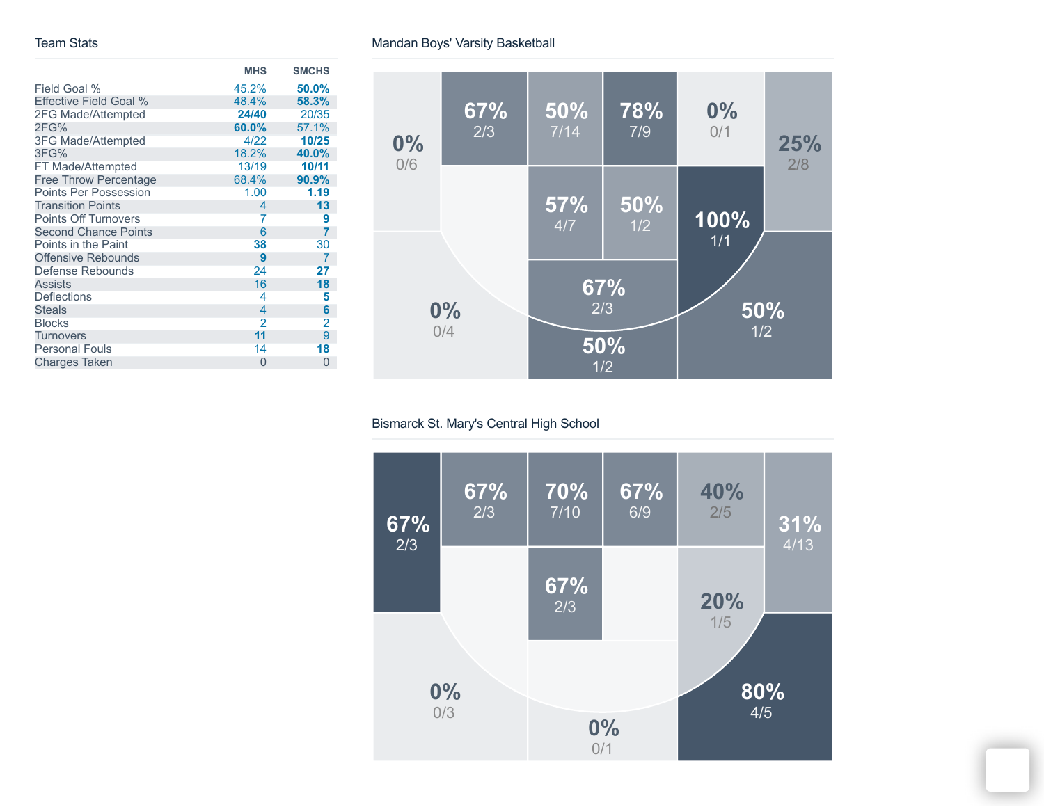## Team Stats

| | MHS | SMCHS |
|---|---|---|
| Field Goal % | 45.2% | **50.0%** |
| Effective Field Goal % | 48.4% | **58.3%** |
| 2FG Made/Attempted | **24/40** | 20/35 |
| 2FG% | **60.0%** | 57.1% |
| 3FG Made/Attempted | 4/22 | **10/25** |
| 3FG% | 18.2% | **40.0%** |
| FT Made/Attempted | 13/19 | **10/11** |
| Free Throw Percentage | 68.4% | **90.9%** |
| Points Per Possession | 1.00 | **1.19** |
| Transition Points | 4 | **13** |
| Points Off Turnovers | 7 | **9** |
| Second Chance Points | 6 | **7** |
| Points in the Paint | **38** | 30 |
| Offensive Rebounds | **9** | 7 |
| Defense Rebounds | 24 | **27** |
| Assists | 16 | **18** |
| Deflections | 4 | **5** |
| Steals | 4 | **6** |
| Blocks | 2 | 2 |
| Turnovers | **11** | 9 |
| Personal Fouls | 14 | **18** |
| Charges Taken | 0 | 0 |

## Mandan Boys' Varsity Basketball

| Zone | % | Made/Attempted |
|---|---|---|
| Left corner 3 | 0% | 0/6 |
| Left baseline | 67% | 2/3 |
| Paint (left) | 50% | 7/14 |
| Paint (right) | 78% | 7/9 |
| Right baseline | 0% | 0/1 |
| Right corner 3 | 25% | 2/8 |
| Lane (left) | 57% | 4/7 |
| Lane (right) | 50% | 1/2 |
| Right elbow | 100% | 1/1 |
| Top of key | 67% | 2/3 |
| Left wing 3 | 0% | 0/4 |
| Top 3 | 50% | 1/2 |
| Right wing 3 | 50% | 1/2 |

## Bismarck St. Mary's Central High School

| Zone | % | Made/Attempted |
|---|---|---|
| Left corner 3 | 67% | 2/3 |
| Left baseline | 67% | 2/3 |
| Paint (left) | 70% | 7/10 |
| Paint (right) | 67% | 6/9 |
| Right baseline | 40% | 2/5 |
| Right corner 3 | 31% | 4/13 |
| Lane | 67% | 2/3 |
| Right elbow | 20% | 1/5 |
| Left wing 3 | 0% | 0/3 |
| Top 3 | 0% | 0/1 |
| Right wing 3 | 80% | 4/5 |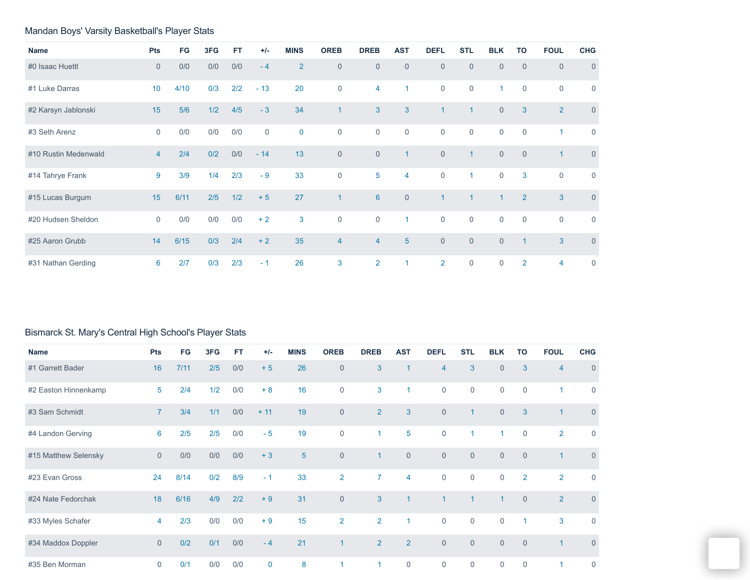## Mandan Boys' Varsity Basketball's Player Stats

| Name | Pts | FG | 3FG | FT | +/- | MINS | OREB | DREB | AST | DEFL | STL | BLK | TO | FOUL | CHG |
|---|---|---|---|---|---|---|---|---|---|---|---|---|---|---|---|
| #0 Isaac Huettl | 0 | 0/0 | 0/0 | 0/0 | - 4 | 2 | 0 | 0 | 0 | 0 | 0 | 0 | 0 | 0 | 0 |
| #1 Luke Darras | 10 | 4/10 | 0/3 | 2/2 | - 13 | 20 | 0 | 4 | 1 | 0 | 0 | 1 | 0 | 0 | 0 |
| #2 Karsyn Jablonski | 15 | 5/6 | 1/2 | 4/5 | - 3 | 34 | 1 | 3 | 3 | 1 | 1 | 0 | 3 | 2 | 0 |
| #3 Seth Arenz | 0 | 0/0 | 0/0 | 0/0 | 0 | 0 | 0 | 0 | 0 | 0 | 0 | 0 | 0 | 1 | 0 |
| #10 Rustin Medenwald | 4 | 2/4 | 0/2 | 0/0 | - 14 | 13 | 0 | 0 | 1 | 0 | 1 | 0 | 0 | 1 | 0 |
| #14 Tahrye Frank | 9 | 3/9 | 1/4 | 2/3 | - 9 | 33 | 0 | 5 | 4 | 0 | 1 | 0 | 3 | 0 | 0 |
| #15 Lucas Burgum | 15 | 6/11 | 2/5 | 1/2 | + 5 | 27 | 1 | 6 | 0 | 1 | 1 | 1 | 2 | 3 | 0 |
| #20 Hudsen Sheldon | 0 | 0/0 | 0/0 | 0/0 | + 2 | 3 | 0 | 0 | 1 | 0 | 0 | 0 | 0 | 0 | 0 |
| #25 Aaron Grubb | 14 | 6/15 | 0/3 | 2/4 | + 2 | 35 | 4 | 4 | 5 | 0 | 0 | 0 | 1 | 3 | 0 |
| #31 Nathan Gerding | 6 | 2/7 | 0/3 | 2/3 | - 1 | 26 | 3 | 2 | 1 | 2 | 0 | 0 | 2 | 4 | 0 |

## Bismarck St. Mary's Central High School's Player Stats

| Name | Pts | FG | 3FG | FT | +/- | MINS | OREB | DREB | AST | DEFL | STL | BLK | TO | FOUL | CHG |
|---|---|---|---|---|---|---|---|---|---|---|---|---|---|---|---|
| #1 Garrett Bader | 16 | 7/11 | 2/5 | 0/0 | + 5 | 26 | 0 | 3 | 1 | 4 | 3 | 0 | 3 | 4 | 0 |
| #2 Easton Hinnenkamp | 5 | 2/4 | 1/2 | 0/0 | + 8 | 16 | 0 | 3 | 1 | 0 | 0 | 0 | 0 | 1 | 0 |
| #3 Sam Schmidt | 7 | 3/4 | 1/1 | 0/0 | + 11 | 19 | 0 | 2 | 3 | 0 | 1 | 0 | 3 | 1 | 0 |
| #4 Landon Gerving | 6 | 2/5 | 2/5 | 0/0 | - 5 | 19 | 0 | 1 | 5 | 0 | 1 | 1 | 0 | 2 | 0 |
| #15 Matthew Selensky | 0 | 0/0 | 0/0 | 0/0 | + 3 | 5 | 0 | 1 | 0 | 0 | 0 | 0 | 0 | 1 | 0 |
| #23 Evan Gross | 24 | 8/14 | 0/2 | 8/9 | - 1 | 33 | 2 | 7 | 4 | 0 | 0 | 0 | 2 | 2 | 0 |
| #24 Nate Fedorchak | 18 | 6/16 | 4/9 | 2/2 | + 9 | 31 | 0 | 3 | 1 | 1 | 1 | 1 | 0 | 2 | 0 |
| #33 Myles Schafer | 4 | 2/3 | 0/0 | 0/0 | + 9 | 15 | 2 | 2 | 1 | 0 | 0 | 0 | 1 | 3 | 0 |
| #34 Maddox Doppler | 0 | 0/2 | 0/1 | 0/0 | - 4 | 21 | 1 | 2 | 2 | 0 | 0 | 0 | 0 | 1 | 0 |
| #35 Ben Morman | 0 | 0/1 | 0/0 | 0/0 | 0 | 8 | 1 | 1 | 0 | 0 | 0 | 0 | 0 | 1 | 0 |